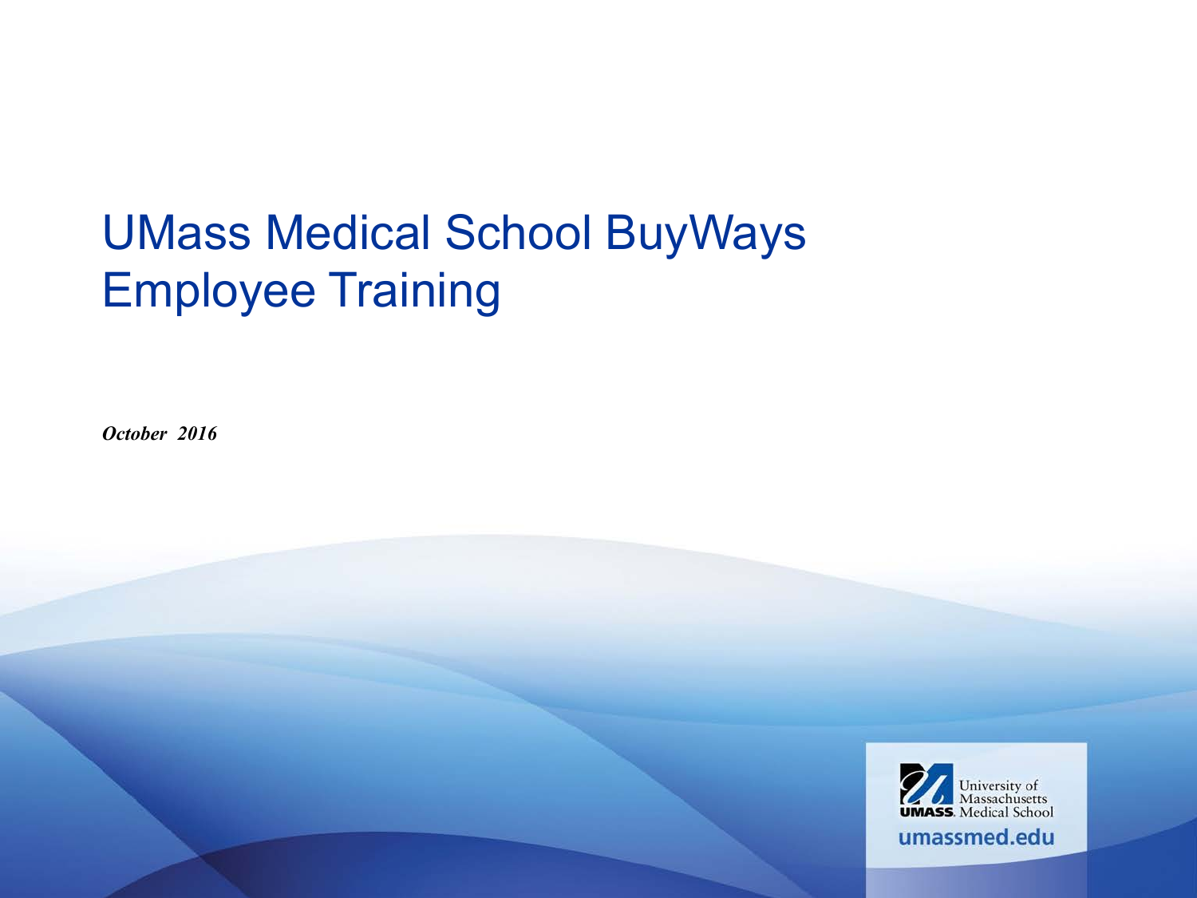# UMass Medical School BuyWays Employee Training

*October 2016*

University of Massachusetts Medical School

umassmed.edu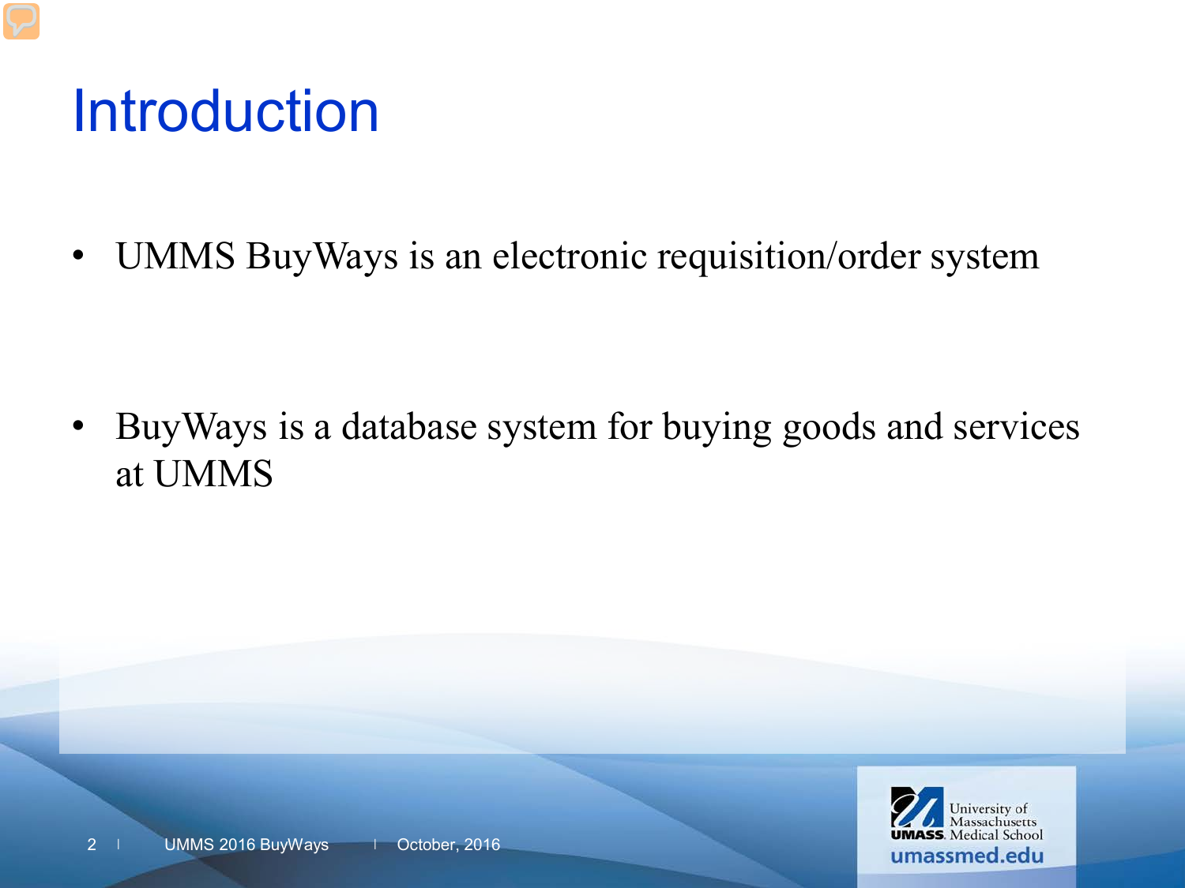# Introduction

- UMMS BuyWays is an electronic requisition/order system

- BuyWays is a database system for buying goods and services at UMMS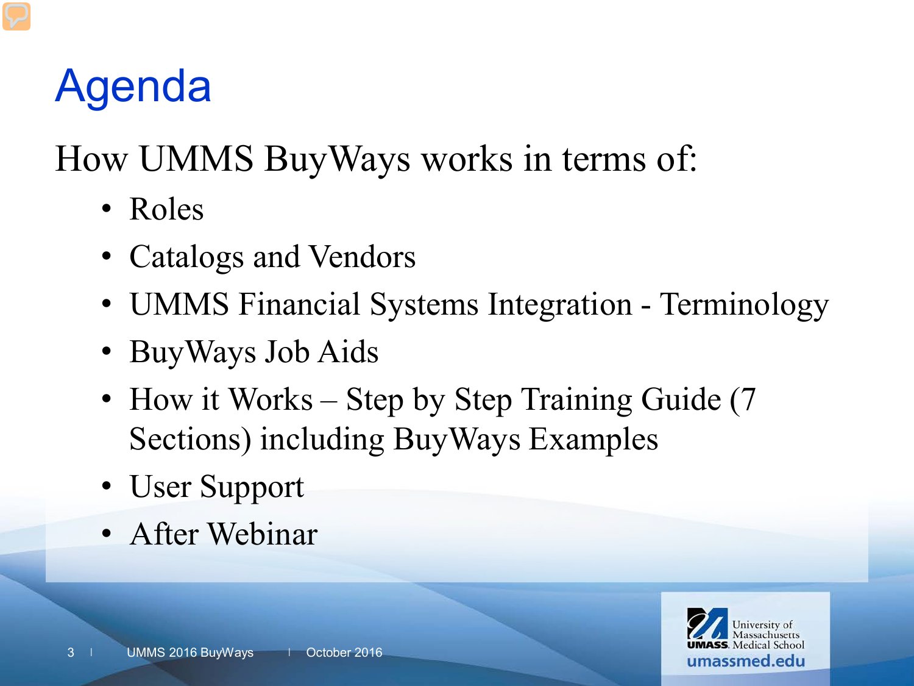# Agenda

How UMMS BuyWays works in terms of:

- Roles
- Catalogs and Vendors
- UMMS Financial Systems Integration - Terminology
- BuyWays Job Aids
- How it Works – Step by Step Training Guide (7 Sections) including BuyWays Examples
- User Support
- After Webinar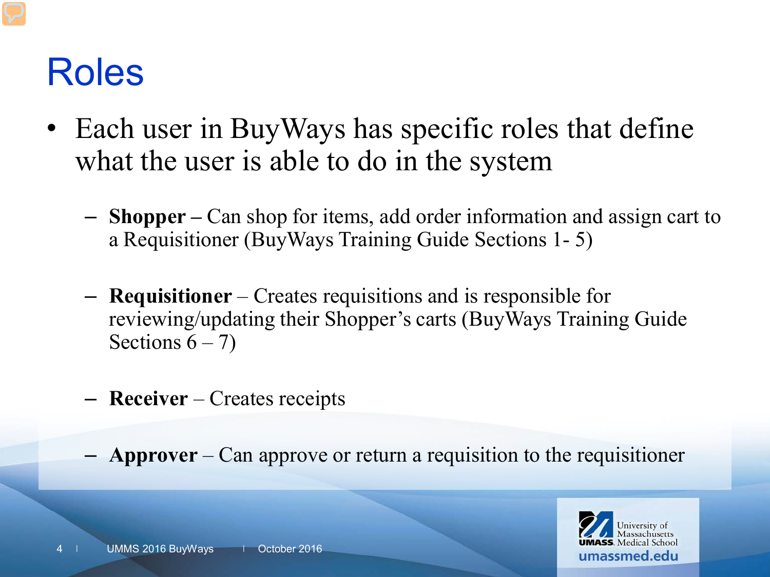# Roles

- Each user in BuyWays has specific roles that define what the user is able to do in the system
  - **Shopper –** Can shop for items, add order information and assign cart to a Requisitioner (BuyWays Training Guide Sections 1- 5)
  - **Requisitioner** – Creates requisitions and is responsible for reviewing/updating their Shopper's carts (BuyWays Training Guide Sections 6 – 7)
  - **Receiver** – Creates receipts
  - **Approver** – Can approve or return a requisition to the requisitioner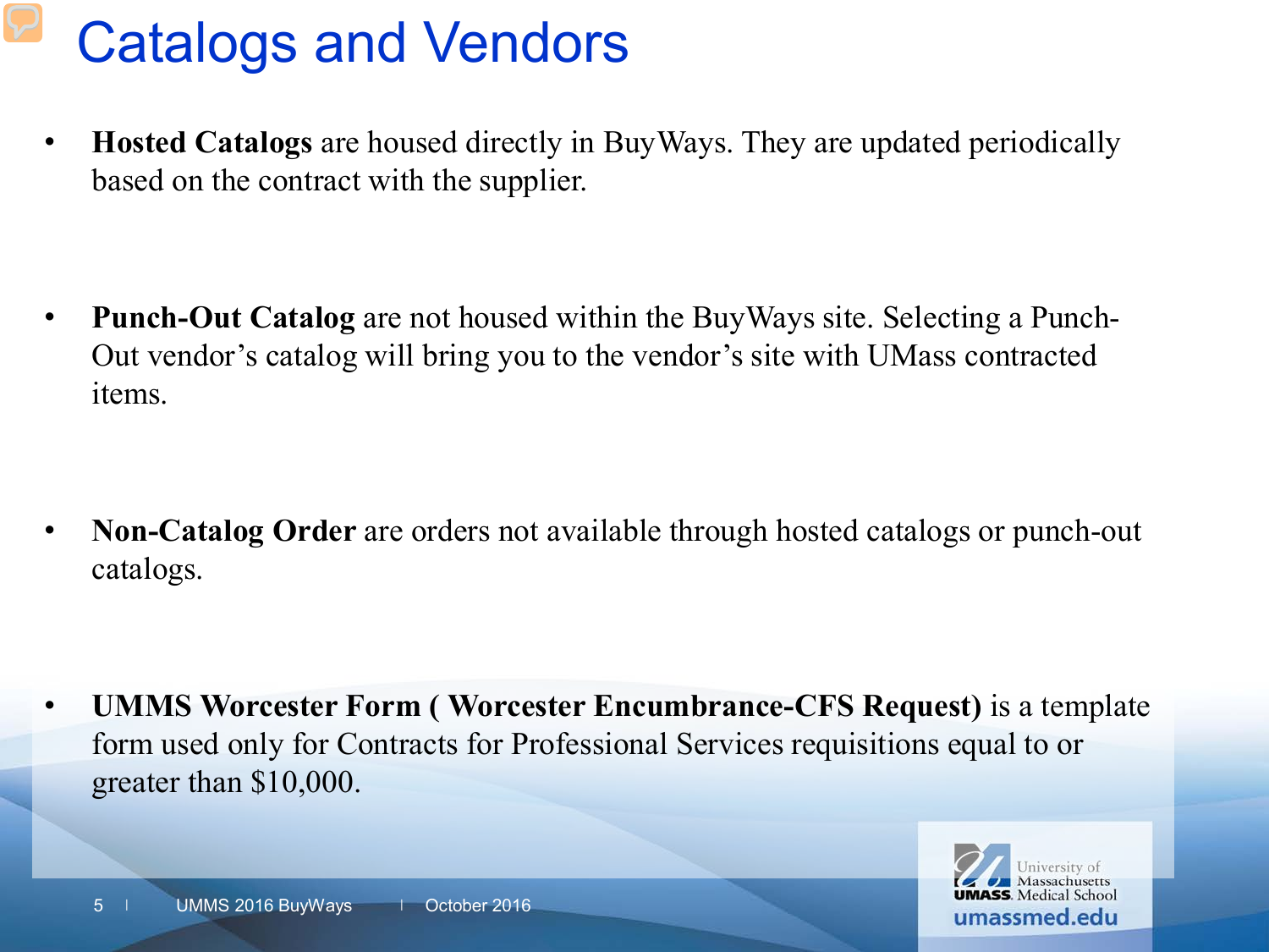# Catalogs and Vendors

- **Hosted Catalogs** are housed directly in BuyWays. They are updated periodically based on the contract with the supplier.

- **Punch-Out Catalog** are not housed within the BuyWays site. Selecting a Punch-Out vendor's catalog will bring you to the vendor's site with UMass contracted items.

- **Non-Catalog Order** are orders not available through hosted catalogs or punch-out catalogs.

- **UMMS Worcester Form ( Worcester Encumbrance-CFS Request)** is a template form used only for Contracts for Professional Services requisitions equal to or greater than $10,000.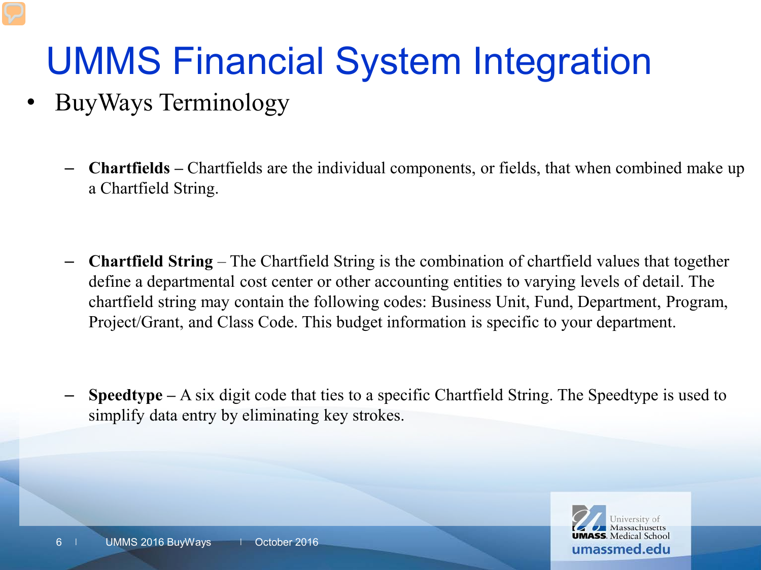# UMMS Financial System Integration

- BuyWays Terminology
  - **Chartfields –** Chartfields are the individual components, or fields, that when combined make up a Chartfield String.
  - **Chartfield String** – The Chartfield String is the combination of chartfield values that together define a departmental cost center or other accounting entities to varying levels of detail. The chartfield string may contain the following codes: Business Unit, Fund, Department, Program, Project/Grant, and Class Code. This budget information is specific to your department.
  - **Speedtype –** A six digit code that ties to a specific Chartfield String. The Speedtype is used to simplify data entry by eliminating key strokes.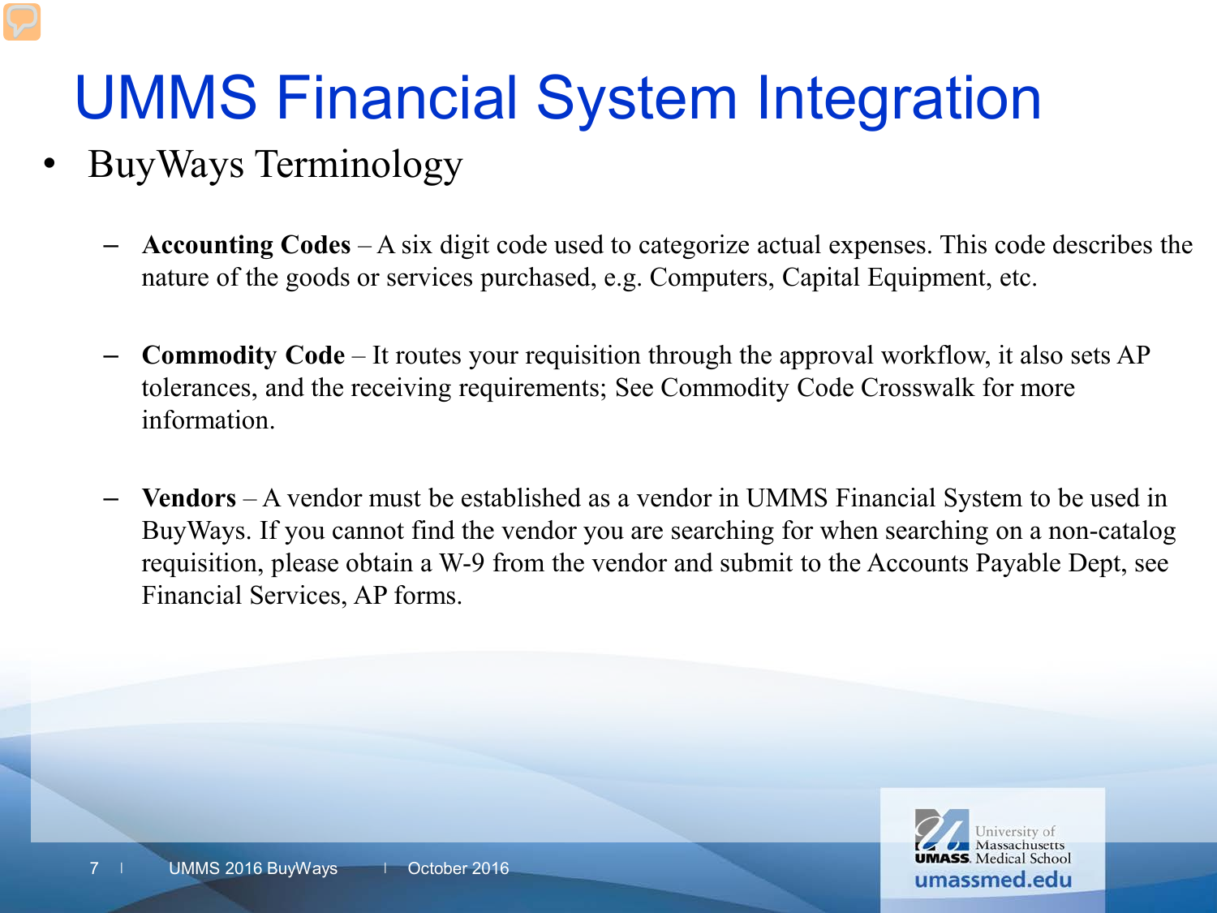# UMMS Financial System Integration

- BuyWays Terminology
  - **Accounting Codes** – A six digit code used to categorize actual expenses. This code describes the nature of the goods or services purchased, e.g. Computers, Capital Equipment, etc.
  - **Commodity Code** – It routes your requisition through the approval workflow, it also sets AP tolerances, and the receiving requirements; See Commodity Code Crosswalk for more information.
  - **Vendors** – A vendor must be established as a vendor in UMMS Financial System to be used in BuyWays. If you cannot find the vendor you are searching for when searching on a non-catalog requisition, please obtain a W-9 from the vendor and submit to the Accounts Payable Dept, see Financial Services, AP forms.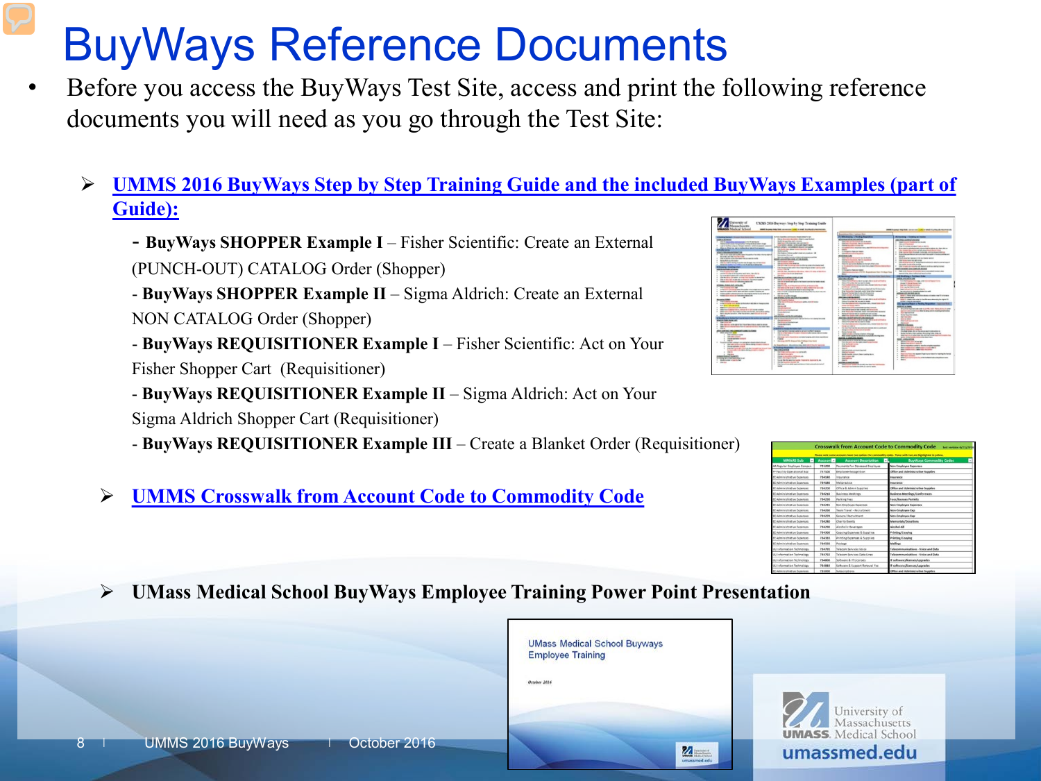# BuyWays Reference Documents

- Before you access the BuyWays Test Site, access and print the following reference documents you will need as you go through the Test Site:

  - **UMMS 2016 BuyWays Step by Step Training Guide and the included BuyWays Examples (part of Guide):**

    - **BuyWays SHOPPER Example I** – Fisher Scientific: Create an External (PUNCH-OUT) CATALOG Order (Shopper)
    - **BuyWays SHOPPER Example II** – Sigma Aldrich: Create an External NON CATALOG Order (Shopper)
    - **BuyWays REQUISITIONER Example I** – Fisher Scientific: Act on Your Fisher Shopper Cart (Requisitioner)
    - **BuyWays REQUISITIONER Example II** – Sigma Aldrich: Act on Your Sigma Aldrich Shopper Cart (Requisitioner)
    - **BuyWays REQUISITIONER Example III** – Create a Blanket Order (Requisitioner)

  - **UMMS Crosswalk from Account Code to Commodity Code**

  - **UMass Medical School BuyWays Employee Training Power Point Presentation**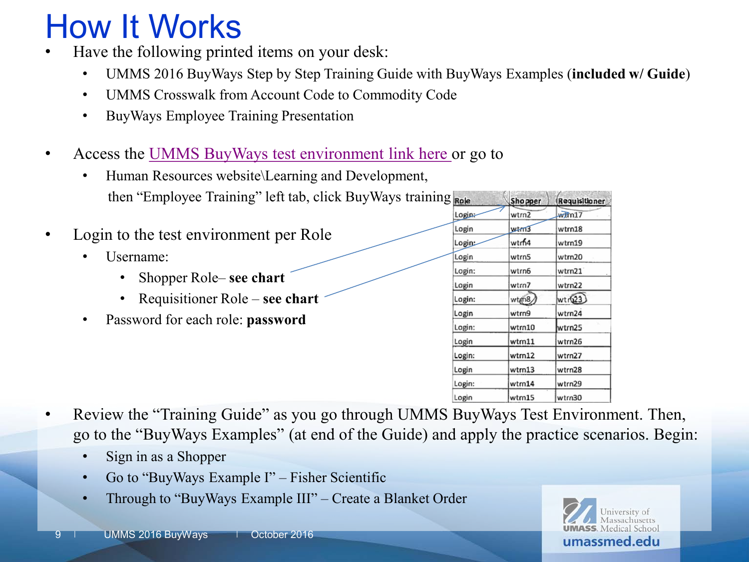# How It Works

- Have the following printed items on your desk:
  - UMMS 2016 BuyWays Step by Step Training Guide with BuyWays Examples (**included w/ Guide**)
  - UMMS Crosswalk from Account Code to Commodity Code
  - BuyWays Employee Training Presentation

- Access the UMMS BuyWays test environment link here or go to
  - Human Resources website\Learning and Development, then "Employee Training" left tab, click BuyWays training

- Login to the test environment per Role
  - Username:
    - Shopper Role– **see chart**
    - Requisitioner Role – **see chart**
  - Password for each role: **password**

| Role | Shopper | Requisitioner |
| --- | --- | --- |
| Login: | wtrn2 | wtrn17 |
| Login | wtrn3 | wtrn18 |
| Login: | wtrn4 | wtrn19 |
| Login | wtrn5 | wtrn20 |
| Login: | wtrn6 | wtrn21 |
| Login | wtrn7 | wtrn22 |
| Login: | wtrn8 | wtrn23 |
| Login | wtrn9 | wtrn24 |
| Login: | wtrn10 | wtrn25 |
| Login | wtrn11 | wtrn26 |
| Login: | wtrn12 | wtrn27 |
| Login | wtrn13 | wtrn28 |
| Login: | wtrn14 | wtrn29 |
| Login | wtrn15 | wtrn30 |

- Review the "Training Guide" as you go through UMMS BuyWays Test Environment. Then, go to the "BuyWays Examples" (at end of the Guide) and apply the practice scenarios. Begin:
  - Sign in as a Shopper
  - Go to "BuyWays Example I" – Fisher Scientific
  - Through to "BuyWays Example III" – Create a Blanket Order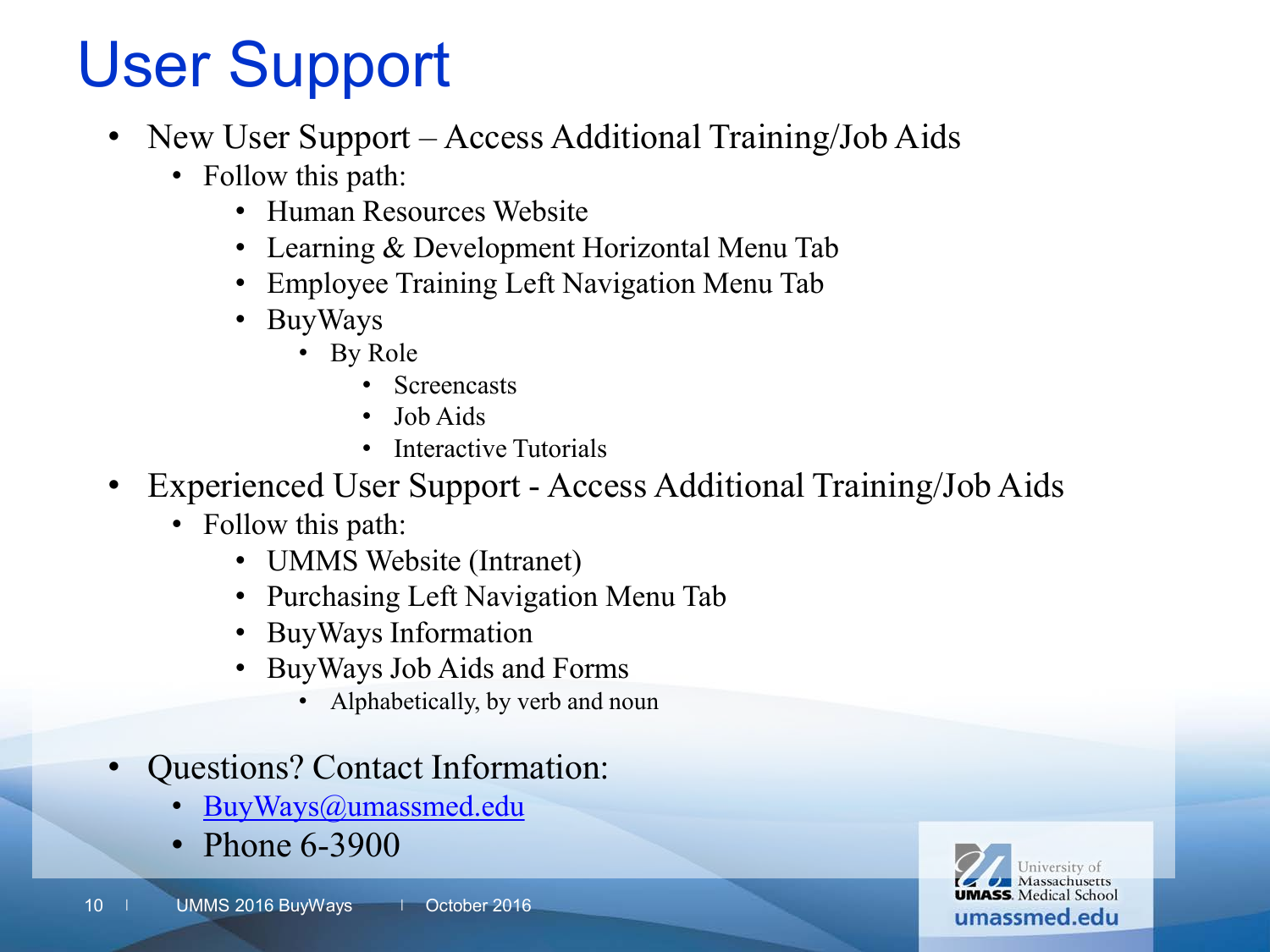# User Support

- New User Support – Access Additional Training/Job Aids
  - Follow this path:
    - Human Resources Website
    - Learning & Development Horizontal Menu Tab
    - Employee Training Left Navigation Menu Tab
    - BuyWays
      - By Role
        - Screencasts
        - Job Aids
        - Interactive Tutorials
- Experienced User Support - Access Additional Training/Job Aids
  - Follow this path:
    - UMMS Website (Intranet)
    - Purchasing Left Navigation Menu Tab
    - BuyWays Information
    - BuyWays Job Aids and Forms
      - Alphabetically, by verb and noun
- Questions? Contact Information:
  - BuyWays@umassmed.edu
  - Phone 6-3900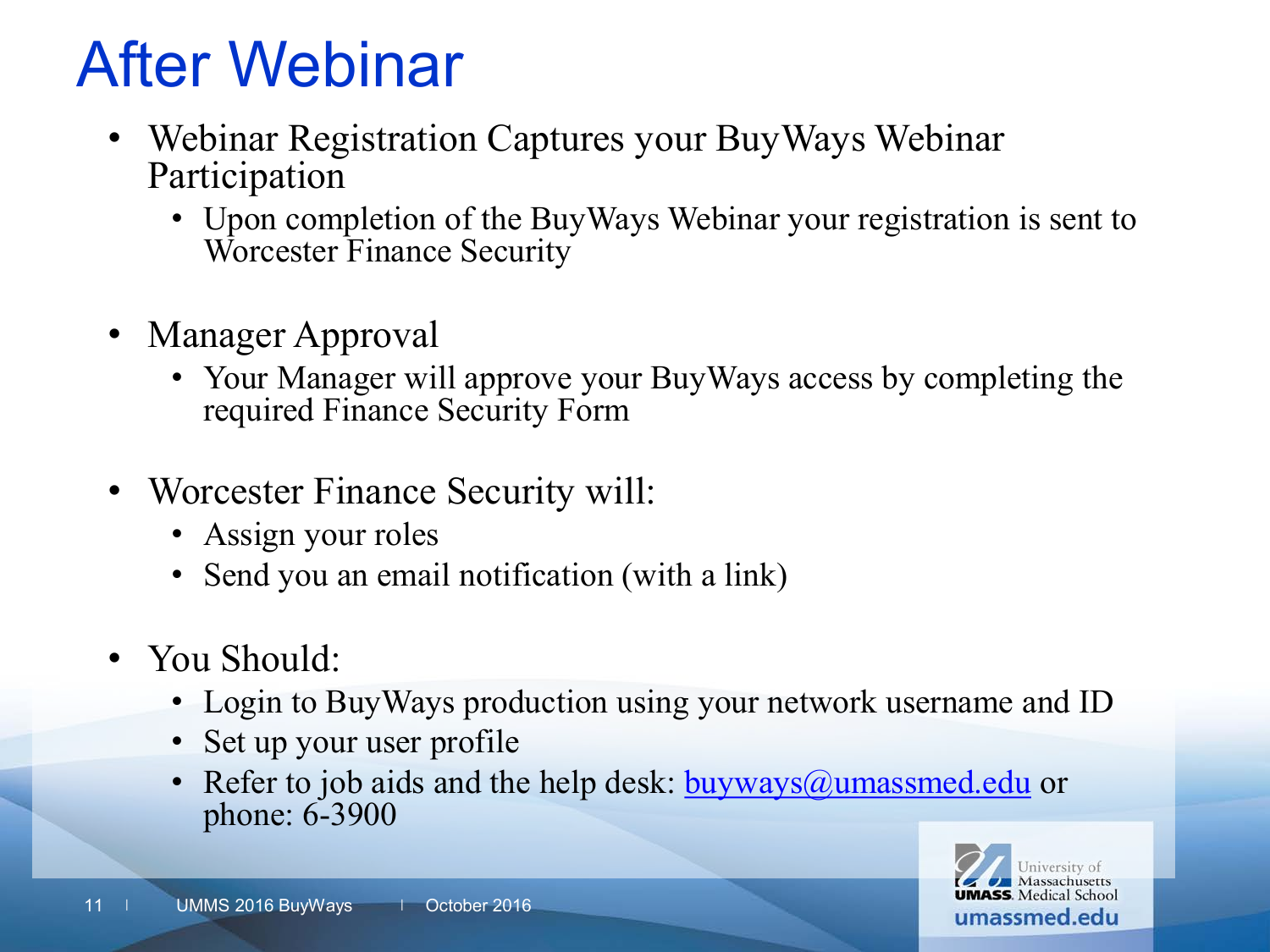# After Webinar

- Webinar Registration Captures your BuyWays Webinar Participation
  - Upon completion of the BuyWays Webinar your registration is sent to Worcester Finance Security

- Manager Approval
  - Your Manager will approve your BuyWays access by completing the required Finance Security Form

- Worcester Finance Security will:
  - Assign your roles
  - Send you an email notification (with a link)

- You Should:
  - Login to BuyWays production using your network username and ID
  - Set up your user profile
  - Refer to job aids and the help desk: buyways@umassmed.edu or phone: 6-3900